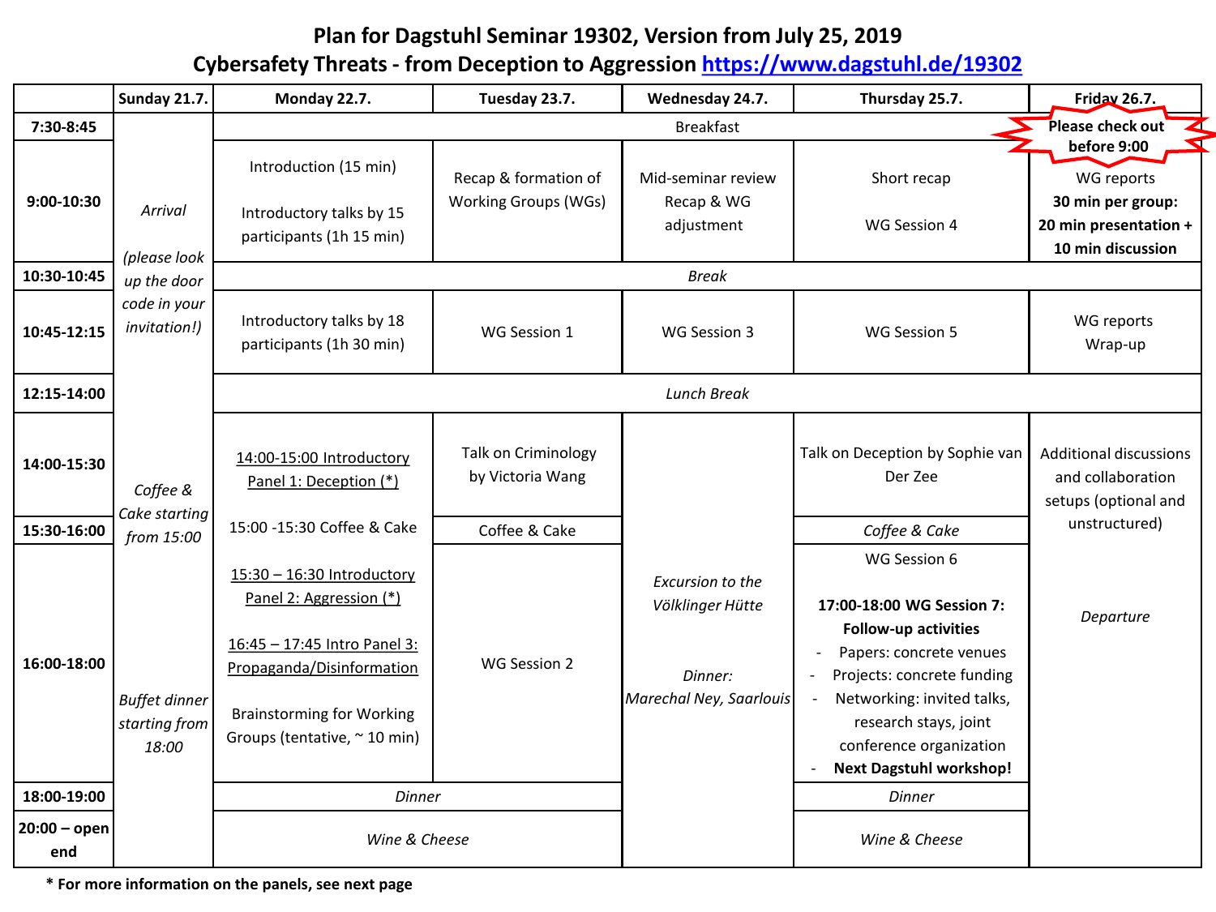# Plan for Dagstuhl Seminar 19302, Version from July 25, 2019
## Cybersafety Threats - from Deception to Aggression https://www.dagstuhl.de/19302

| | Sunday 21.7. | Monday 22.7. | Tuesday 23.7. | Wednesday 24.7. | Thursday 25.7. | Friday 26.7. |
|---|---|---|---|---|---|---|
| 7:30-8:45 | *Arrival* *(please look up the door code in your invitation!)* | Breakfast | Breakfast | Breakfast | Breakfast | Breakfast **Please check out before 9:00** |
| 9:00-10:30 | | Introduction (15 min)<br><br>Introductory talks by 15 participants (1h 15 min) | Recap & formation of Working Groups (WGs) | Mid-seminar review Recap & WG adjustment | Short recap<br><br>WG Session 4 | WG reports **30 min per group: 20 min presentation + 10 min discussion** |
| 10:30-10:45 | | *Break* | *Break* | *Break* | *Break* | *Break* |
| 10:45-12:15 | | Introductory talks by 18 participants (1h 30 min) | WG Session 1 | WG Session 3 | WG Session 5 | WG reports Wrap-up |
| 12:15-14:00 | | *Lunch Break* | *Lunch Break* | *Lunch Break* | *Lunch Break* | *Lunch Break* |
| 14:00-15:30 | *Coffee & Cake starting from 15:00* | 14:00-15:00 Introductory Panel 1: Deception (*) | Talk on Criminology by Victoria Wang | *Excursion to the Völklinger Hütte*<br><br>*Dinner: Marechal Ney, Saarlouis* | Talk on Deception by Sophie van Der Zee | Additional discussions and collaboration setups (optional and unstructured)<br><br>*Departure* |
| 15:30-16:00 | | 15:00 -15:30 Coffee & Cake | Coffee & Cake | | *Coffee & Cake* | |
| 16:00-18:00 | *Buffet dinner starting from 18:00* | 15:30 – 16:30 Introductory Panel 2: Aggression (*)<br><br>16:45 – 17:45 Intro Panel 3: Propaganda/Disinformation<br><br>Brainstorming for Working Groups (tentative, ~ 10 min) | WG Session 2 | | WG Session 6<br><br>**17:00-18:00 WG Session 7: Follow-up activities**<br>- Papers: concrete venues<br>- Projects: concrete funding<br>- Networking: invited talks, research stays, joint conference organization<br>- **Next Dagstuhl workshop!** | |
| 18:00-19:00 | | *Dinner* | *Dinner* | | *Dinner* | |
| 20:00 – open end | | *Wine & Cheese* | *Wine & Cheese* | | *Wine & Cheese* | |

**\* For more information on the panels, see next page**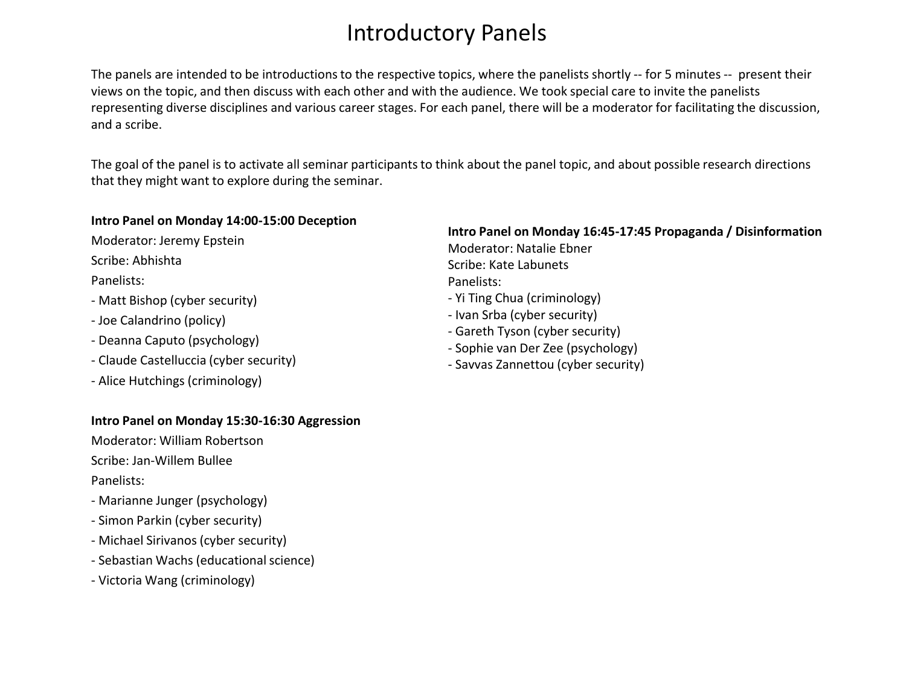# Introductory Panels

The panels are intended to be introductions to the respective topics, where the panelists shortly -- for 5 minutes -- present their views on the topic, and then discuss with each other and with the audience. We took special care to invite the panelists representing diverse disciplines and various career stages. For each panel, there will be a moderator for facilitating the discussion, and a scribe.

The goal of the panel is to activate all seminar participants to think about the panel topic, and about possible research directions that they might want to explore during the seminar.

**Intro Panel on Monday 14:00-15:00 Deception**

Moderator: Jeremy Epstein

Scribe: Abhishta

Panelists:

- Matt Bishop (cyber security)
- Joe Calandrino (policy)
- Deanna Caputo (psychology)
- Claude Castelluccia (cyber security)
- Alice Hutchings (criminology)

**Intro Panel on Monday 15:30-16:30 Aggression**

Moderator: William Robertson

Scribe: Jan-Willem Bullee

Panelists:

- Marianne Junger (psychology)
- Simon Parkin (cyber security)
- Michael Sirivanos (cyber security)
- Sebastian Wachs (educational science)
- Victoria Wang (criminology)

**Intro Panel on Monday 16:45-17:45 Propaganda / Disinformation**

Moderator: Natalie Ebner

Scribe: Kate Labunets

Panelists:

- Yi Ting Chua (criminology)
- Ivan Srba (cyber security)
- Gareth Tyson (cyber security)
- Sophie van Der Zee (psychology)
- Savvas Zannettou (cyber security)